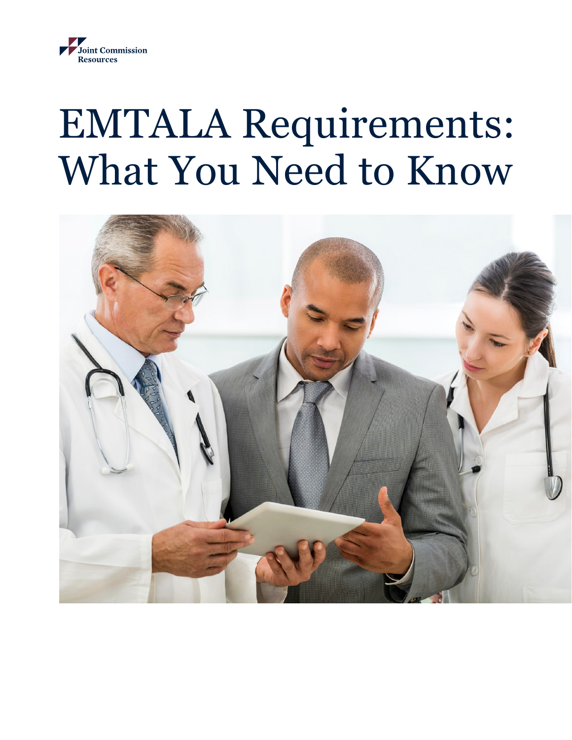Joint Commission Resources

# EMTALA Requirements: What You Need to Know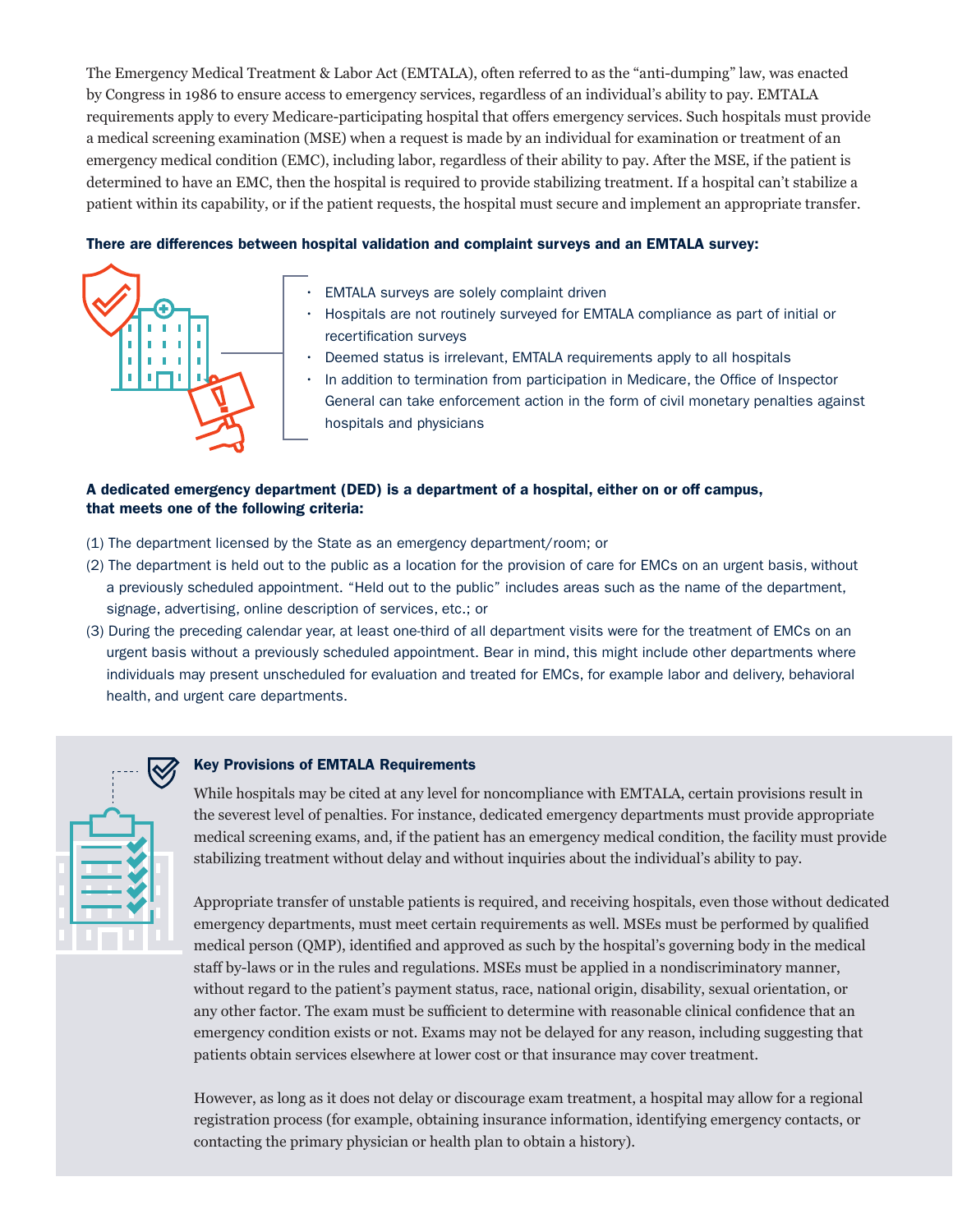The Emergency Medical Treatment & Labor Act (EMTALA), often referred to as the "anti-dumping" law, was enacted by Congress in 1986 to ensure access to emergency services, regardless of an individual's ability to pay. EMTALA requirements apply to every Medicare-participating hospital that offers emergency services. Such hospitals must provide a medical screening examination (MSE) when a request is made by an individual for examination or treatment of an emergency medical condition (EMC), including labor, regardless of their ability to pay. After the MSE, if the patient is determined to have an EMC, then the hospital is required to provide stabilizing treatment. If a hospital can't stabilize a patient within its capability, or if the patient requests, the hospital must secure and implement an appropriate transfer.

**There are differences between hospital validation and complaint surveys and an EMTALA survey:**

- EMTALA surveys are solely complaint driven
- Hospitals are not routinely surveyed for EMTALA compliance as part of initial or recertification surveys
- Deemed status is irrelevant, EMTALA requirements apply to all hospitals
- In addition to termination from participation in Medicare, the Office of Inspector General can take enforcement action in the form of civil monetary penalties against hospitals and physicians

**A dedicated emergency department (DED) is a department of a hospital, either on or off campus, that meets one of the following criteria:**

(1) The department licensed by the State as an emergency department/room; or

(2) The department is held out to the public as a location for the provision of care for EMCs on an urgent basis, without a previously scheduled appointment. "Held out to the public" includes areas such as the name of the department, signage, advertising, online description of services, etc.; or

(3) During the preceding calendar year, at least one-third of all department visits were for the treatment of EMCs on an urgent basis without a previously scheduled appointment. Bear in mind, this might include other departments where individuals may present unscheduled for evaluation and treated for EMCs, for example labor and delivery, behavioral health, and urgent care departments.

### Key Provisions of EMTALA Requirements

While hospitals may be cited at any level for noncompliance with EMTALA, certain provisions result in the severest level of penalties. For instance, dedicated emergency departments must provide appropriate medical screening exams, and, if the patient has an emergency medical condition, the facility must provide stabilizing treatment without delay and without inquiries about the individual's ability to pay.

Appropriate transfer of unstable patients is required, and receiving hospitals, even those without dedicated emergency departments, must meet certain requirements as well. MSEs must be performed by qualified medical person (QMP), identified and approved as such by the hospital's governing body in the medical staff by-laws or in the rules and regulations. MSEs must be applied in a nondiscriminatory manner, without regard to the patient's payment status, race, national origin, disability, sexual orientation, or any other factor. The exam must be sufficient to determine with reasonable clinical confidence that an emergency condition exists or not. Exams may not be delayed for any reason, including suggesting that patients obtain services elsewhere at lower cost or that insurance may cover treatment.

However, as long as it does not delay or discourage exam treatment, a hospital may allow for a regional registration process (for example, obtaining insurance information, identifying emergency contacts, or contacting the primary physician or health plan to obtain a history).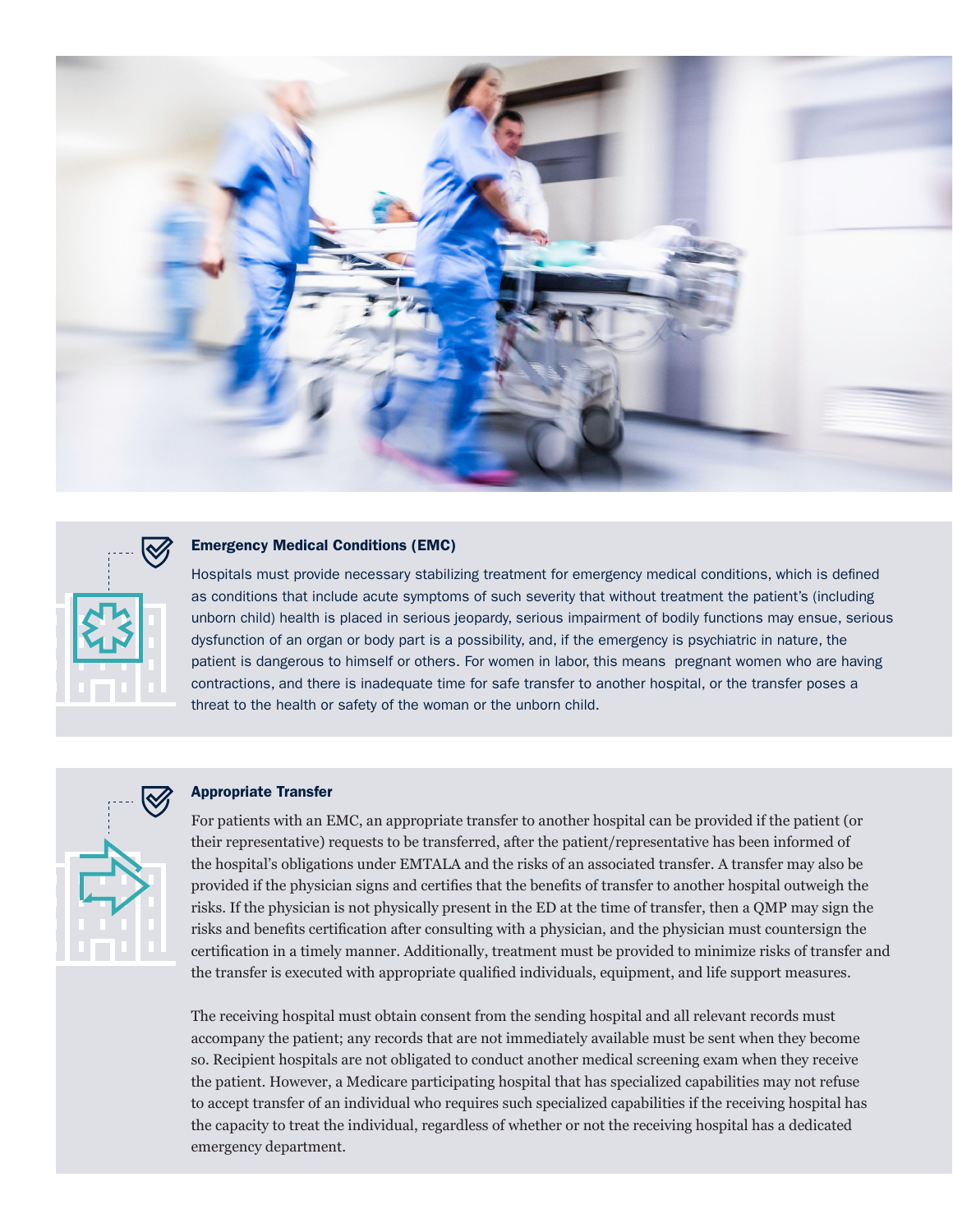### Emergency Medical Conditions (EMC)

Hospitals must provide necessary stabilizing treatment for emergency medical conditions, which is defined as conditions that include acute symptoms of such severity that without treatment the patient's (including unborn child) health is placed in serious jeopardy, serious impairment of bodily functions may ensue, serious dysfunction of an organ or body part is a possibility, and, if the emergency is psychiatric in nature, the patient is dangerous to himself or others. For women in labor, this means pregnant women who are having contractions, and there is inadequate time for safe transfer to another hospital, or the transfer poses a threat to the health or safety of the woman or the unborn child.

### Appropriate Transfer

For patients with an EMC, an appropriate transfer to another hospital can be provided if the patient (or their representative) requests to be transferred, after the patient/representative has been informed of the hospital's obligations under EMTALA and the risks of an associated transfer. A transfer may also be provided if the physician signs and certifies that the benefits of transfer to another hospital outweigh the risks. If the physician is not physically present in the ED at the time of transfer, then a QMP may sign the risks and benefits certification after consulting with a physician, and the physician must countersign the certification in a timely manner. Additionally, treatment must be provided to minimize risks of transfer and the transfer is executed with appropriate qualified individuals, equipment, and life support measures.

The receiving hospital must obtain consent from the sending hospital and all relevant records must accompany the patient; any records that are not immediately available must be sent when they become so. Recipient hospitals are not obligated to conduct another medical screening exam when they receive the patient. However, a Medicare participating hospital that has specialized capabilities may not refuse to accept transfer of an individual who requires such specialized capabilities if the receiving hospital has the capacity to treat the individual, regardless of whether or not the receiving hospital has a dedicated emergency department.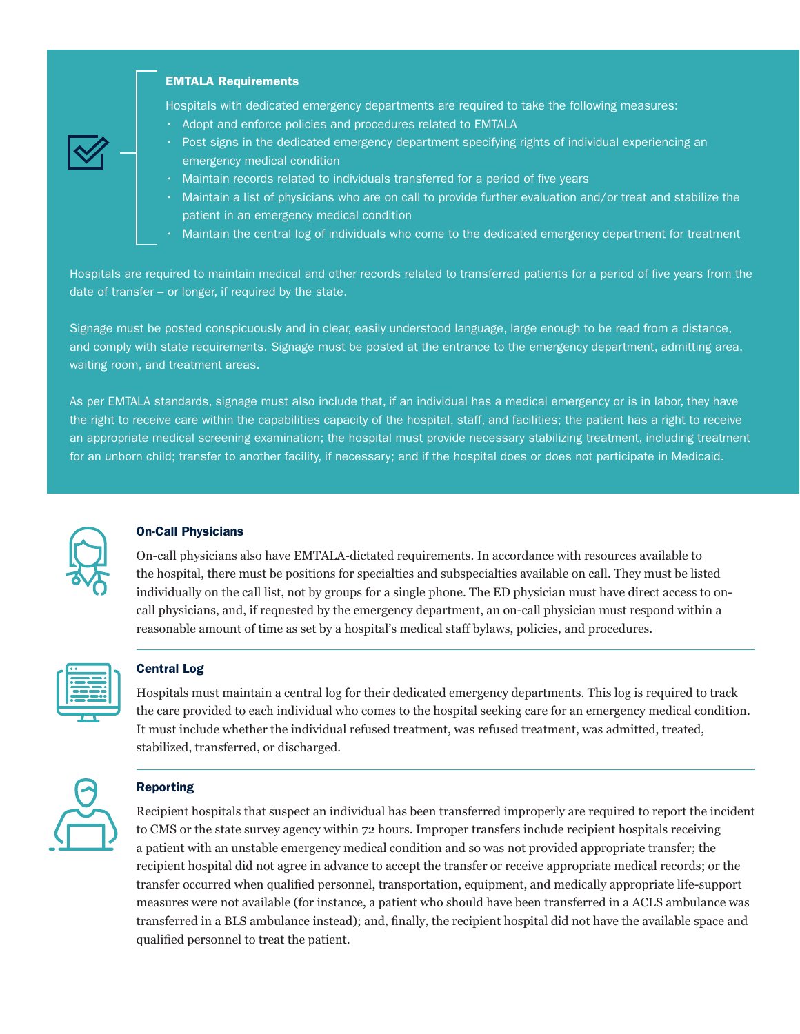### EMTALA Requirements

Hospitals with dedicated emergency departments are required to take the following measures:

- Adopt and enforce policies and procedures related to EMTALA
- Post signs in the dedicated emergency department specifying rights of individual experiencing an emergency medical condition
- Maintain records related to individuals transferred for a period of five years
- Maintain a list of physicians who are on call to provide further evaluation and/or treat and stabilize the patient in an emergency medical condition
- Maintain the central log of individuals who come to the dedicated emergency department for treatment

Hospitals are required to maintain medical and other records related to transferred patients for a period of five years from the date of transfer – or longer, if required by the state.

Signage must be posted conspicuously and in clear, easily understood language, large enough to be read from a distance, and comply with state requirements. Signage must be posted at the entrance to the emergency department, admitting area, waiting room, and treatment areas.

As per EMTALA standards, signage must also include that, if an individual has a medical emergency or is in labor, they have the right to receive care within the capabilities capacity of the hospital, staff, and facilities; the patient has a right to receive an appropriate medical screening examination; the hospital must provide necessary stabilizing treatment, including treatment for an unborn child; transfer to another facility, if necessary; and if the hospital does or does not participate in Medicaid.

### On-Call Physicians

On-call physicians also have EMTALA-dictated requirements. In accordance with resources available to the hospital, there must be positions for specialties and subspecialties available on call. They must be listed individually on the call list, not by groups for a single phone. The ED physician must have direct access to on-call physicians, and, if requested by the emergency department, an on-call physician must respond within a reasonable amount of time as set by a hospital's medical staff bylaws, policies, and procedures.

### Central Log

Hospitals must maintain a central log for their dedicated emergency departments. This log is required to track the care provided to each individual who comes to the hospital seeking care for an emergency medical condition. It must include whether the individual refused treatment, was refused treatment, was admitted, treated, stabilized, transferred, or discharged.

### Reporting

Recipient hospitals that suspect an individual has been transferred improperly are required to report the incident to CMS or the state survey agency within 72 hours. Improper transfers include recipient hospitals receiving a patient with an unstable emergency medical condition and so was not provided appropriate transfer; the recipient hospital did not agree in advance to accept the transfer or receive appropriate medical records; or the transfer occurred when qualified personnel, transportation, equipment, and medically appropriate life-support measures were not available (for instance, a patient who should have been transferred in a ACLS ambulance was transferred in a BLS ambulance instead); and, finally, the recipient hospital did not have the available space and qualified personnel to treat the patient.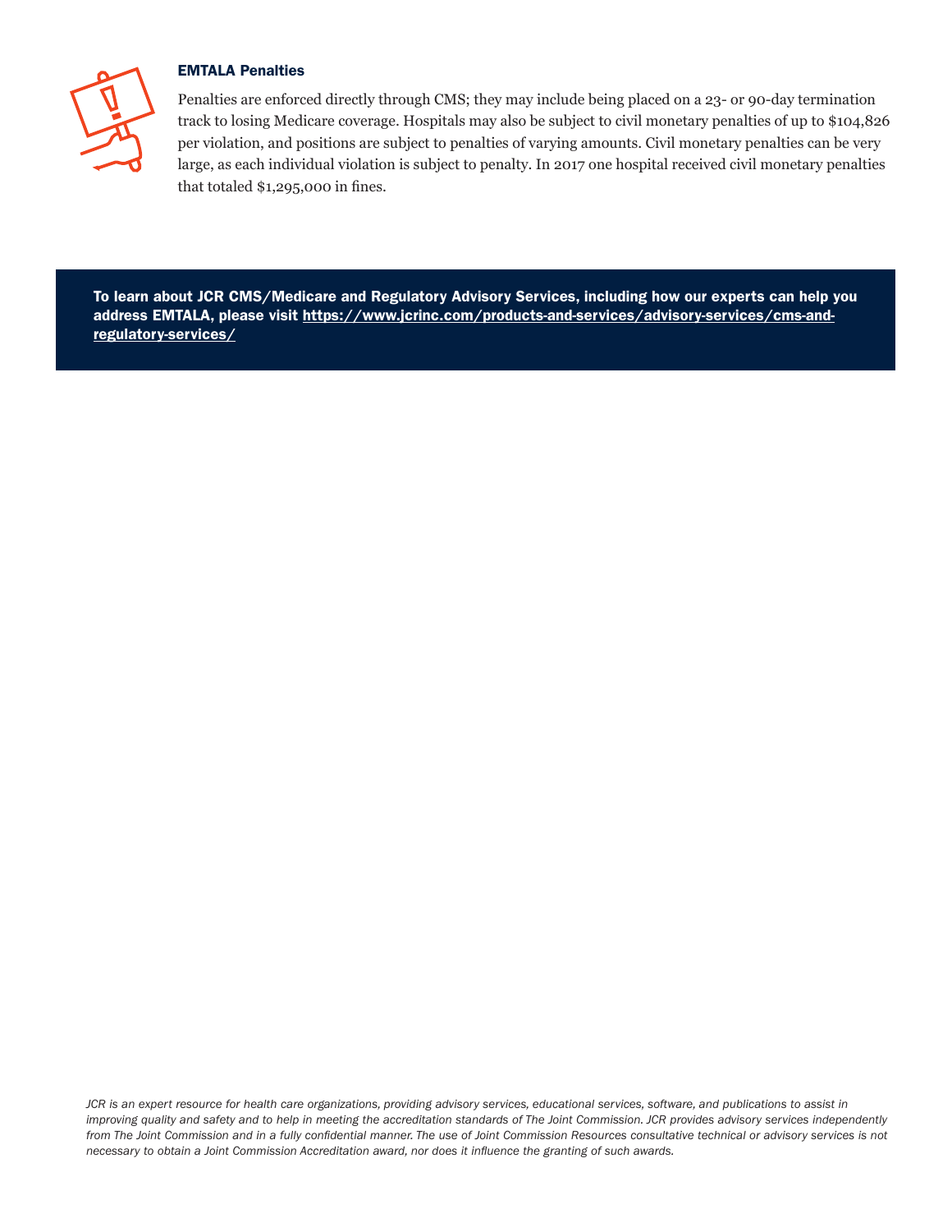### EMTALA Penalties

Penalties are enforced directly through CMS; they may include being placed on a 23- or 90-day termination track to losing Medicare coverage. Hospitals may also be subject to civil monetary penalties of up to $104,826 per violation, and positions are subject to penalties of varying amounts. Civil monetary penalties can be very large, as each individual violation is subject to penalty. In 2017 one hospital received civil monetary penalties that totaled $1,295,000 in fines.

**To learn about JCR CMS/Medicare and Regulatory Advisory Services, including how our experts can help you address EMTALA, please visit [https://www.jcrinc.com/products-and-services/advisory-services/cms-and-regulatory-services/](https://www.jcrinc.com/products-and-services/advisory-services/cms-and-regulatory-services/)**

*JCR is an expert resource for health care organizations, providing advisory services, educational services, software, and publications to assist in improving quality and safety and to help in meeting the accreditation standards of The Joint Commission. JCR provides advisory services independently from The Joint Commission and in a fully confidential manner. The use of Joint Commission Resources consultative technical or advisory services is not necessary to obtain a Joint Commission Accreditation award, nor does it influence the granting of such awards.*